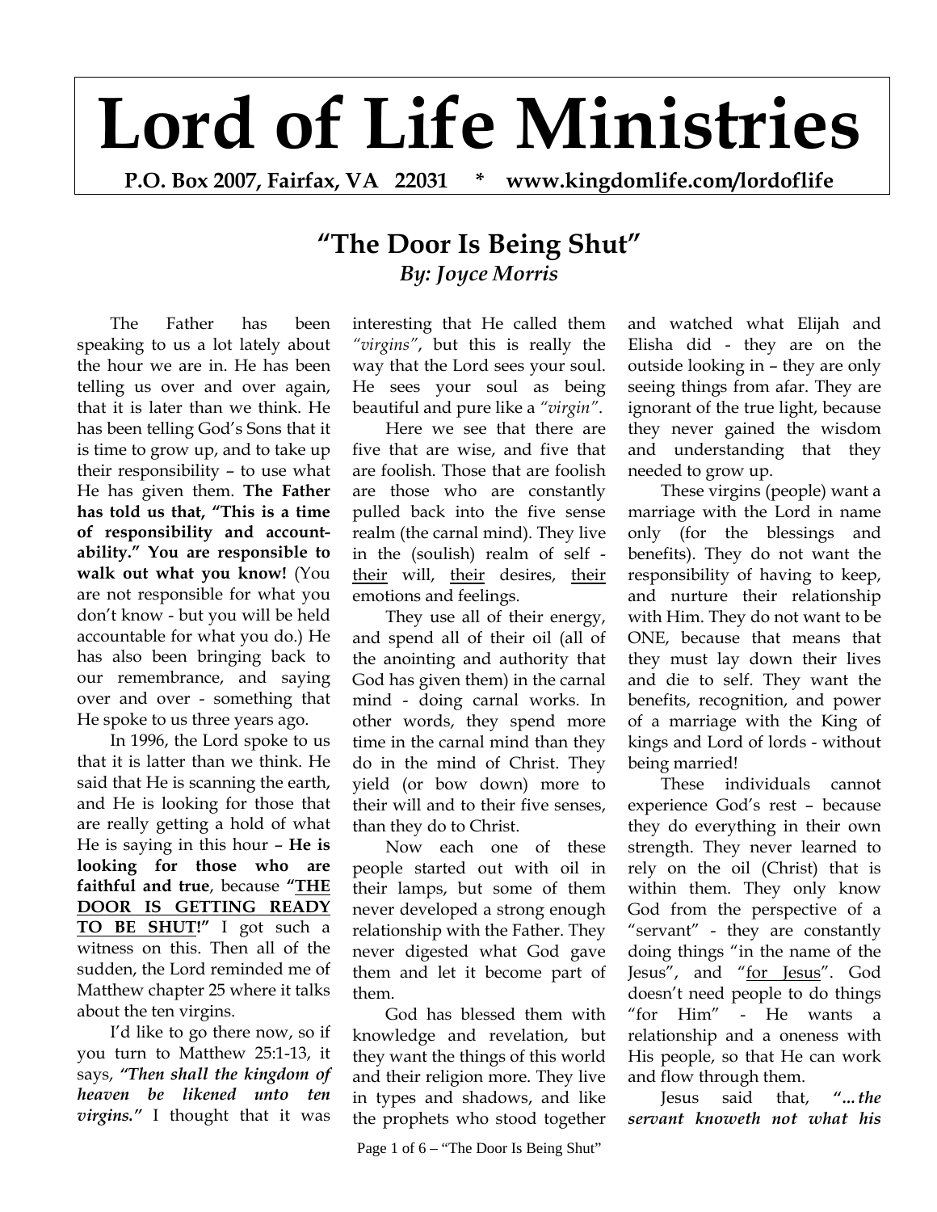# Lord of Life Ministries

**P.O. Box 2007, Fairfax, VA 22031 * www.kingdomlife.com/lordoflife**

## "The Door Is Being Shut"

***By: Joyce Morris***

The Father has been speaking to us a lot lately about the hour we are in. He has been telling us over and over again, that it is later than we think. He has been telling God's Sons that it is time to grow up, and to take up their responsibility – to use what He has given them. **The Father has told us that, "This is a time of responsibility and accountability." You are responsible to walk out what you know!** (You are not responsible for what you don't know - but you will be held accountable for what you do.) He has also been bringing back to our remembrance, and saying over and over - something that He spoke to us three years ago.

In 1996, the Lord spoke to us that it is latter than we think. He said that He is scanning the earth, and He is looking for those that are really getting a hold of what He is saying in this hour – **He is looking for those who are faithful and true**, because **"<u>THE DOOR IS GETTING READY TO BE SHUT</u>!"** I got such a witness on this. Then all of the sudden, the Lord reminded me of Matthew chapter 25 where it talks about the ten virgins.

I'd like to go there now, so if you turn to Matthew 25:1-13, it says, ***"Then shall the kingdom of heaven be likened unto ten virgins."*** I thought that it was interesting that He called them *"virgins"*, but this is really the way that the Lord sees your soul. He sees your soul as being beautiful and pure like a *"virgin"*.

Here we see that there are five that are wise, and five that are foolish. Those that are foolish are those who are constantly pulled back into the five sense realm (the carnal mind). They live in the (soulish) realm of self - <u>their</u> will, <u>their</u> desires, <u>their</u> emotions and feelings.

They use all of their energy, and spend all of their oil (all of the anointing and authority that God has given them) in the carnal mind - doing carnal works. In other words, they spend more time in the carnal mind than they do in the mind of Christ. They yield (or bow down) more to their will and to their five senses, than they do to Christ.

Now each one of these people started out with oil in their lamps, but some of them never developed a strong enough relationship with the Father. They never digested what God gave them and let it become part of them.

God has blessed them with knowledge and revelation, but they want the things of this world and their religion more. They live in types and shadows, and like the prophets who stood together and watched what Elijah and Elisha did - they are on the outside looking in – they are only seeing things from afar. They are ignorant of the true light, because they never gained the wisdom and understanding that they needed to grow up.

These virgins (people) want a marriage with the Lord in name only (for the blessings and benefits). They do not want the responsibility of having to keep, and nurture their relationship with Him. They do not want to be ONE, because that means that they must lay down their lives and die to self. They want the benefits, recognition, and power of a marriage with the King of kings and Lord of lords - without being married!

These individuals cannot experience God's rest – because they do everything in their own strength. They never learned to rely on the oil (Christ) that is within them. They only know God from the perspective of a "servant" - they are constantly doing things "in the name of the Jesus", and "<u>for Jesus</u>". God doesn't need people to do things "for Him" - He wants a relationship and a oneness with His people, so that He can work and flow through them.

Jesus said that, ***"...the servant knoweth not what his***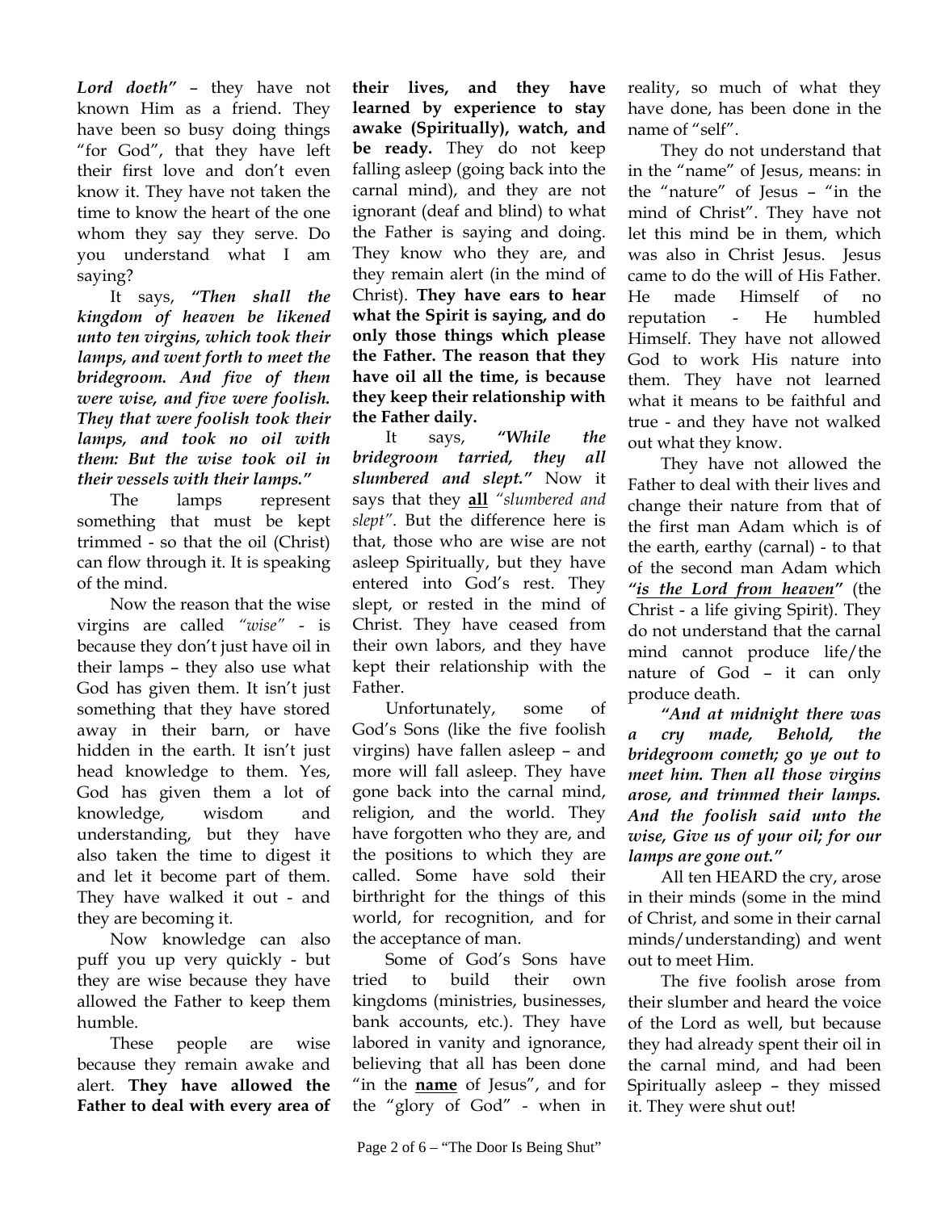***Lord doeth"*** – they have not known Him as a friend. They have been so busy doing things "for God", that they have left their first love and don't even know it. They have not taken the time to know the heart of the one whom they say they serve. Do you understand what I am saying?

It says, ***"Then shall the kingdom of heaven be likened unto ten virgins, which took their lamps, and went forth to meet the bridegroom. And five of them were wise, and five were foolish. They that were foolish took their lamps, and took no oil with them: But the wise took oil in their vessels with their lamps."***

The lamps represent something that must be kept trimmed - so that the oil (Christ) can flow through it. It is speaking of the mind.

Now the reason that the wise virgins are called *"wise"* - is because they don't just have oil in their lamps – they also use what God has given them. It isn't just something that they have stored away in their barn, or have hidden in the earth. It isn't just head knowledge to them. Yes, God has given them a lot of knowledge, wisdom and understanding, but they have also taken the time to digest it and let it become part of them. They have walked it out - and they are becoming it.

Now knowledge can also puff you up very quickly - but they are wise because they have allowed the Father to keep them humble.

These people are wise because they remain awake and alert. **They have allowed the Father to deal with every area of their lives, and they have learned by experience to stay awake (Spiritually), watch, and be ready.** They do not keep falling asleep (going back into the carnal mind), and they are not ignorant (deaf and blind) to what the Father is saying and doing. They know who they are, and they remain alert (in the mind of Christ). **They have ears to hear what the Spirit is saying, and do only those things which please the Father. The reason that they have oil all the time, is because they keep their relationship with the Father daily.**

It says, ***"While the bridegroom tarried, they all slumbered and slept."*** Now it says that they **<u>all</u>** *"slumbered and slept"*. But the difference here is that, those who are wise are not asleep Spiritually, but they have entered into God's rest. They slept, or rested in the mind of Christ. They have ceased from their own labors, and they have kept their relationship with the Father.

Unfortunately, some of God's Sons (like the five foolish virgins) have fallen asleep – and more will fall asleep. They have gone back into the carnal mind, religion, and the world. They have forgotten who they are, and the positions to which they are called. Some have sold their birthright for the things of this world, for recognition, and for the acceptance of man.

Some of God's Sons have tried to build their own kingdoms (ministries, businesses, bank accounts, etc.). They have labored in vanity and ignorance, believing that all has been done "in the **<u>name</u>** of Jesus", and for the "glory of God" - when in reality, so much of what they have done, has been done in the name of "self".

They do not understand that in the "name" of Jesus, means: in the "nature" of Jesus – "in the mind of Christ". They have not let this mind be in them, which was also in Christ Jesus. Jesus came to do the will of His Father. He made Himself of no reputation - He humbled Himself. They have not allowed God to work His nature into them. They have not learned what it means to be faithful and true - and they have not walked out what they know.

They have not allowed the Father to deal with their lives and change their nature from that of the first man Adam which is of the earth, earthy (carnal) - to that of the second man Adam which ***"<u>is the Lord from heaven</u>"*** (the Christ - a life giving Spirit). They do not understand that the carnal mind cannot produce life/the nature of God – it can only produce death.

***"And at midnight there was a cry made, Behold, the bridegroom cometh; go ye out to meet him. Then all those virgins arose, and trimmed their lamps. And the foolish said unto the wise, Give us of your oil; for our lamps are gone out."***

All ten HEARD the cry, arose in their minds (some in the mind of Christ, and some in their carnal minds/understanding) and went out to meet Him.

The five foolish arose from their slumber and heard the voice of the Lord as well, but because they had already spent their oil in the carnal mind, and had been Spiritually asleep – they missed it. They were shut out!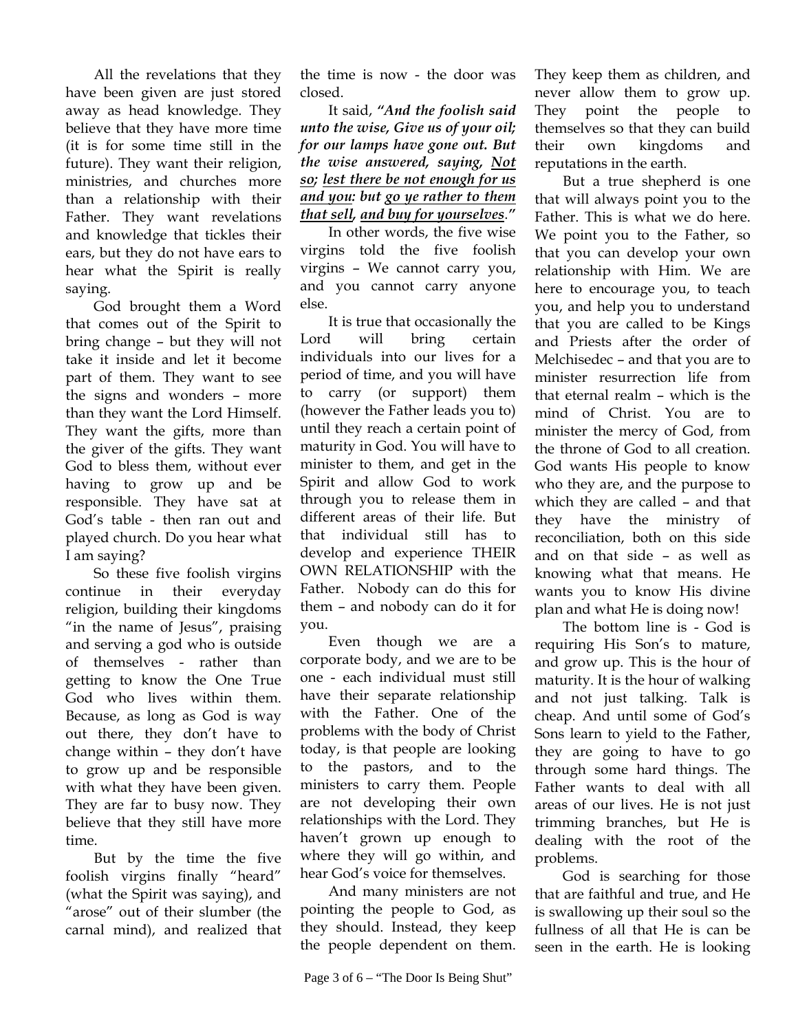All the revelations that they have been given are just stored away as head knowledge. They believe that they have more time (it is for some time still in the future). They want their religion, ministries, and churches more than a relationship with their Father. They want revelations and knowledge that tickles their ears, but they do not have ears to hear what the Spirit is really saying.

God brought them a Word that comes out of the Spirit to bring change – but they will not take it inside and let it become part of them. They want to see the signs and wonders – more than they want the Lord Himself. They want the gifts, more than the giver of the gifts. They want God to bless them, without ever having to grow up and be responsible. They have sat at God's table - then ran out and played church. Do you hear what I am saying?

So these five foolish virgins continue in their everyday religion, building their kingdoms "in the name of Jesus", praising and serving a god who is outside of themselves - rather than getting to know the One True God who lives within them. Because, as long as God is way out there, they don't have to change within – they don't have to grow up and be responsible with what they have been given. They are far to busy now. They believe that they still have more time.

But by the time the five foolish virgins finally "heard" (what the Spirit was saying), and "arose" out of their slumber (the carnal mind), and realized that the time is now - the door was closed.

It said, ***"And the foolish said unto the wise, Give us of your oil; for our lamps have gone out. But the wise answered, saying, <u>Not so</u>; <u>lest there be not enough for us and you</u>: but <u>go ye rather to them that sell</u>, <u>and buy for yourselves</u>."***

In other words, the five wise virgins told the five foolish virgins – We cannot carry you, and you cannot carry anyone else.

It is true that occasionally the Lord will bring certain individuals into our lives for a period of time, and you will have to carry (or support) them (however the Father leads you to) until they reach a certain point of maturity in God. You will have to minister to them, and get in the Spirit and allow God to work through you to release them in different areas of their life. But that individual still has to develop and experience THEIR OWN RELATIONSHIP with the Father. Nobody can do this for them – and nobody can do it for you.

Even though we are a corporate body, and we are to be one - each individual must still have their separate relationship with the Father. One of the problems with the body of Christ today, is that people are looking to the pastors, and to the ministers to carry them. People are not developing their own relationships with the Lord. They haven't grown up enough to where they will go within, and hear God's voice for themselves.

And many ministers are not pointing the people to God, as they should. Instead, they keep the people dependent on them. They keep them as children, and never allow them to grow up. They point the people to themselves so that they can build their own kingdoms and reputations in the earth.

But a true shepherd is one that will always point you to the Father. This is what we do here. We point you to the Father, so that you can develop your own relationship with Him. We are here to encourage you, to teach you, and help you to understand that you are called to be Kings and Priests after the order of Melchisedec – and that you are to minister resurrection life from that eternal realm – which is the mind of Christ. You are to minister the mercy of God, from the throne of God to all creation. God wants His people to know who they are, and the purpose to which they are called – and that they have the ministry of reconciliation, both on this side and on that side – as well as knowing what that means. He wants you to know His divine plan and what He is doing now!

The bottom line is - God is requiring His Son's to mature, and grow up. This is the hour of maturity. It is the hour of walking and not just talking. Talk is cheap. And until some of God's Sons learn to yield to the Father, they are going to have to go through some hard things. The Father wants to deal with all areas of our lives. He is not just trimming branches, but He is dealing with the root of the problems.

God is searching for those that are faithful and true, and He is swallowing up their soul so the fullness of all that He is can be seen in the earth. He is looking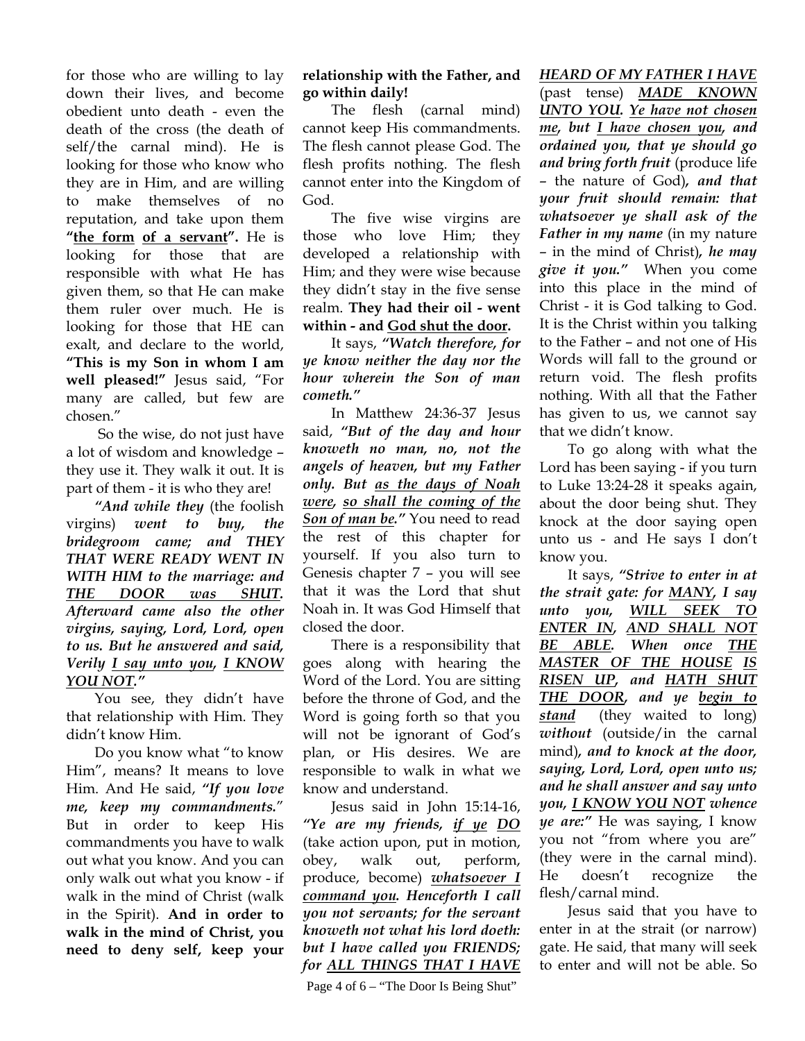for those who are willing to lay down their lives, and become obedient unto death - even the death of the cross (the death of self/the carnal mind). He is looking for those who know who they are in Him, and are willing to make themselves of no reputation, and take upon them **"<u>the form</u> <u>of a servant</u>".** He is looking for those that are responsible with what He has given them, so that He can make them ruler over much. He is looking for those that HE can exalt, and declare to the world, **"This is my Son in whom I am well pleased!"** Jesus said, "For many are called, but few are chosen."

So the wise, do not just have a lot of wisdom and knowledge – they use it. They walk it out. It is part of them - it is who they are!

***"And while they*** (the foolish virgins) ***went to buy, the bridegroom came; and THEY THAT WERE READY WENT IN WITH HIM to the marriage: and <u>THE DOOR was SHUT</u>. Afterward came also the other virgins, saying, Lord, Lord, open to us. But he answered and said, Verily <u>I say unto you</u>, <u>I KNOW YOU NOT</u>."***

You see, they didn't have that relationship with Him. They didn't know Him.

Do you know what "to know Him", means? It means to love Him. And He said, ***"If you love me, keep my commandments."*** But in order to keep His commandments you have to walk out what you know. And you can only walk out what you know - if walk in the mind of Christ (walk in the Spirit). **And in order to walk in the mind of Christ, you need to deny self, keep your relationship with the Father, and go within daily!**

The flesh (carnal mind) cannot keep His commandments. The flesh cannot please God. The flesh profits nothing. The flesh cannot enter into the Kingdom of God.

The five wise virgins are those who love Him; they developed a relationship with Him; and they were wise because they didn't stay in the five sense realm. **They had their oil - went within - and <u>God shut the door</u>.**

It says, ***"Watch therefore, for ye know neither the day nor the hour wherein the Son of man cometh."***

In Matthew 24:36-37 Jesus said, ***"But of the day and hour knoweth no man, no, not the angels of heaven, but my Father only. But <u>as the days of Noah were</u>, <u>so shall the coming of the Son of man be</u>."*** You need to read the rest of this chapter for yourself. If you also turn to Genesis chapter 7 – you will see that it was the Lord that shut Noah in. It was God Himself that closed the door.

There is a responsibility that goes along with hearing the Word of the Lord. You are sitting before the throne of God, and the Word is going forth so that you will not be ignorant of God's plan, or His desires. We are responsible to walk in what we know and understand.

Jesus said in John 15:14-16, ***"Ye are my friends, <u>if ye</u> <u>DO</u>*** (take action upon, put in motion, obey, walk out, perform, produce, become) ***<u>whatsoever I command you</u>. Henceforth I call you not servants; for the servant knoweth not what his lord doeth: but I have called you FRIENDS; for <u>ALL THINGS THAT I HAVE HEARD OF MY FATHER I HAVE</u>*** (past tense) ***<u>MADE KNOWN UNTO YOU</u>. <u>Ye have not chosen me</u>, but <u>I have chosen you</u>, and ordained you, that ye should go and bring forth fruit*** (produce life – the nature of God)***, and that your fruit should remain: that whatsoever ye shall ask of the Father in my name*** (in my nature – in the mind of Christ)***, he may give it you."*** When you come into this place in the mind of Christ - it is God talking to God. It is the Christ within you talking to the Father – and not one of His Words will fall to the ground or return void. The flesh profits nothing. With all that the Father has given to us, we cannot say that we didn't know.

To go along with what the Lord has been saying - if you turn to Luke 13:24-28 it speaks again, about the door being shut. They knock at the door saying open unto us - and He says I don't know you.

It says, ***"Strive to enter in at the strait gate: for <u>MANY</u>, I say unto you, <u>WILL SEEK TO ENTER IN</u>, <u>AND SHALL NOT BE ABLE</u>. When once <u>THE MASTER OF THE HOUSE</u> <u>IS RISEN UP</u>, and <u>HATH SHUT THE DOOR</u>, and ye <u>begin to stand</u>*** (they waited to long) ***without*** (outside/in the carnal mind)***, and to knock at the door, saying, Lord, Lord, open unto us; and he shall answer and say unto you, <u>I KNOW YOU NOT</u> whence ye are:"*** He was saying, I know you not "from where you are" (they were in the carnal mind). He doesn't recognize the flesh/carnal mind.

Jesus said that you have to enter in at the strait (or narrow) gate. He said, that many will seek to enter and will not be able. So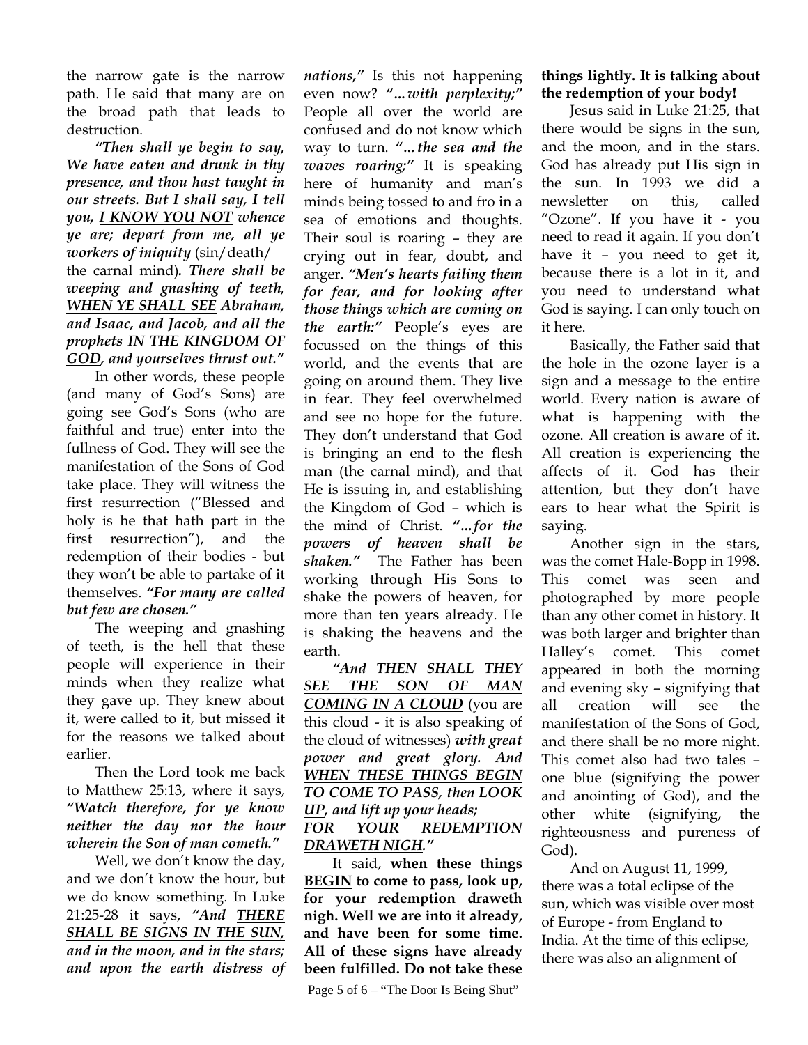the narrow gate is the narrow path. He said that many are on the broad path that leads to destruction.

***"Then shall ye begin to say, We have eaten and drunk in thy presence, and thou hast taught in our streets. But I shall say, I tell you, <u>I KNOW YOU NOT</u> whence ye are; depart from me, all ye workers of iniquity*** (sin/death/ the carnal mind)***. There shall be weeping and gnashing of teeth, <u>WHEN YE SHALL SEE</u> Abraham, and Isaac, and Jacob, and all the prophets <u>IN THE KINGDOM OF GOD</u>, and yourselves thrust out."***

In other words, these people (and many of God's Sons) are going see God's Sons (who are faithful and true) enter into the fullness of God. They will see the manifestation of the Sons of God take place. They will witness the first resurrection ("Blessed and holy is he that hath part in the first resurrection"), and the redemption of their bodies - but they won't be able to partake of it themselves. ***"For many are called but few are chosen."***

The weeping and gnashing of teeth, is the hell that these people will experience in their minds when they realize what they gave up. They knew about it, were called to it, but missed it for the reasons we talked about earlier.

Then the Lord took me back to Matthew 25:13, where it says, ***"Watch therefore, for ye know neither the day nor the hour wherein the Son of man cometh."***

Well, we don't know the day, and we don't know the hour, but we do know something. In Luke 21:25-28 it says, ***"And <u>THERE SHALL BE SIGNS IN THE SUN,</u> and in the moon, and in the stars; and upon the earth distress of nations,"*** Is this not happening even now? ***"...with perplexity;"*** People all over the world are confused and do not know which way to turn. ***"...the sea and the waves roaring;"*** It is speaking here of humanity and man's minds being tossed to and fro in a sea of emotions and thoughts. Their soul is roaring – they are crying out in fear, doubt, and anger. ***"Men's hearts failing them for fear, and for looking after those things which are coming on the earth:"*** People's eyes are focussed on the things of this world, and the events that are going on around them. They live in fear. They feel overwhelmed and see no hope for the future. They don't understand that God is bringing an end to the flesh man (the carnal mind), and that He is issuing in, and establishing the Kingdom of God – which is the mind of Christ. ***"...for the powers of heaven shall be shaken."*** The Father has been working through His Sons to shake the powers of heaven, for more than ten years already. He is shaking the heavens and the earth.

***"And <u>THEN SHALL THEY SEE THE SON OF MAN COMING IN A CLOUD</u>*** (you are this cloud - it is also speaking of the cloud of witnesses) ***with great power and great glory. And <u>WHEN THESE THINGS BEGIN TO COME TO PASS</u>, then <u>LOOK UP</u>, and lift up your heads; <u>FOR YOUR REDEMPTION DRAWETH NIGH</u>."***

It said, **when these things <u>BEGIN</u> to come to pass, look up, for your redemption draweth nigh. Well we are into it already, and have been for some time. All of these signs have already been fulfilled. Do not take these things lightly. It is talking about the redemption of your body!**

Jesus said in Luke 21:25, that there would be signs in the sun, and the moon, and in the stars. God has already put His sign in the sun. In 1993 we did a newsletter on this, called "Ozone". If you have it - you need to read it again. If you don't have it – you need to get it, because there is a lot in it, and you need to understand what God is saying. I can only touch on it here.

Basically, the Father said that the hole in the ozone layer is a sign and a message to the entire world. Every nation is aware of what is happening with the ozone. All creation is aware of it. All creation is experiencing the affects of it. God has their attention, but they don't have ears to hear what the Spirit is saying.

Another sign in the stars, was the comet Hale-Bopp in 1998. This comet was seen and photographed by more people than any other comet in history. It was both larger and brighter than Halley's comet. This comet appeared in both the morning and evening sky – signifying that all creation will see the manifestation of the Sons of God, and there shall be no more night. This comet also had two tales – one blue (signifying the power and anointing of God), and the other white (signifying, the righteousness and pureness of God).

And on August 11, 1999, there was a total eclipse of the sun, which was visible over most of Europe - from England to India. At the time of this eclipse, there was also an alignment of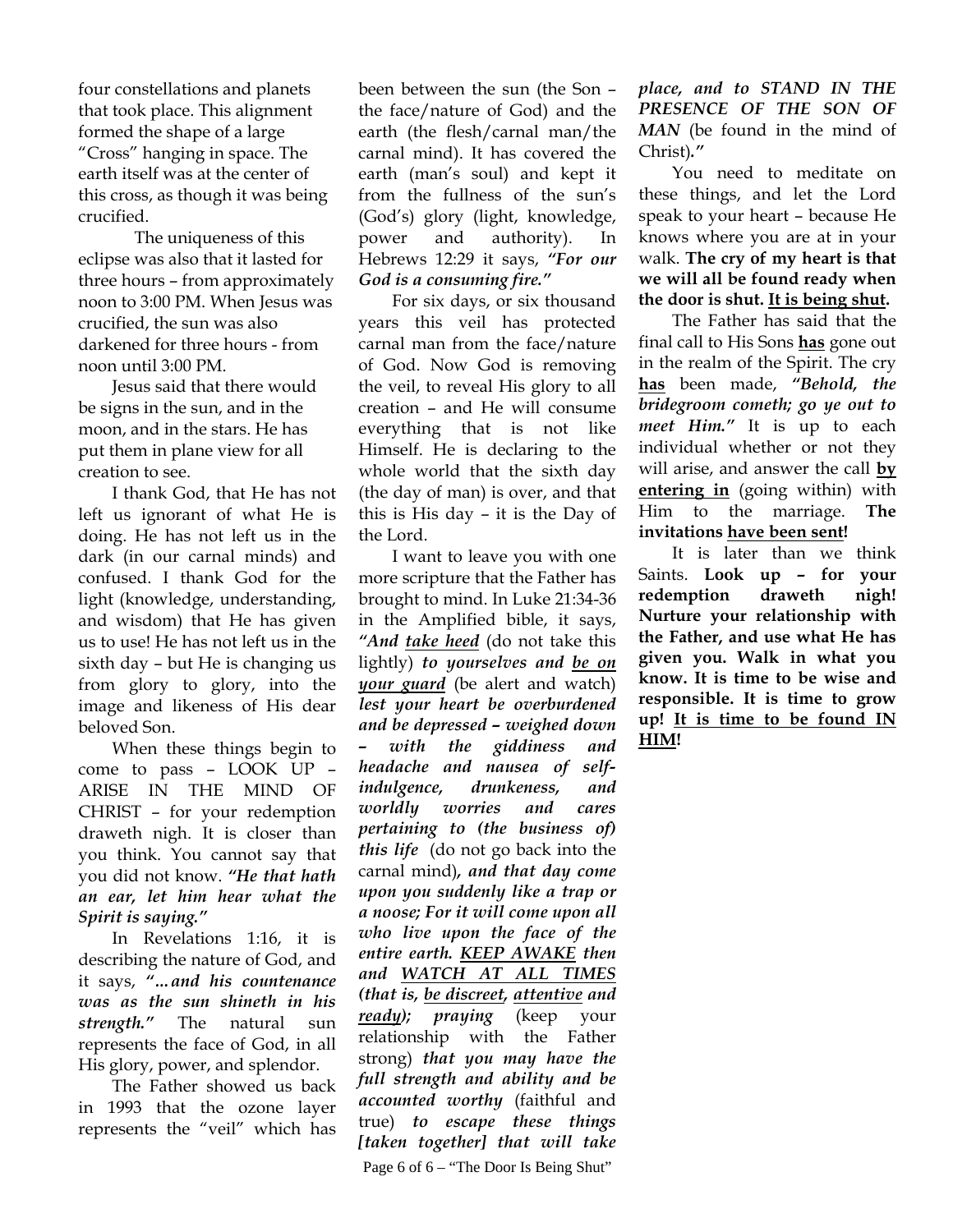four constellations and planets that took place. This alignment formed the shape of a large "Cross" hanging in space. The earth itself was at the center of this cross, as though it was being crucified.

The uniqueness of this eclipse was also that it lasted for three hours – from approximately noon to 3:00 PM. When Jesus was crucified, the sun was also darkened for three hours - from noon until 3:00 PM.

Jesus said that there would be signs in the sun, and in the moon, and in the stars. He has put them in plane view for all creation to see.

I thank God, that He has not left us ignorant of what He is doing. He has not left us in the dark (in our carnal minds) and confused. I thank God for the light (knowledge, understanding, and wisdom) that He has given us to use! He has not left us in the sixth day – but He is changing us from glory to glory, into the image and likeness of His dear beloved Son.

When these things begin to come to pass – LOOK UP – ARISE IN THE MIND OF CHRIST – for your redemption draweth nigh. It is closer than you think. You cannot say that you did not know. ***"He that hath an ear, let him hear what the Spirit is saying."***

In Revelations 1:16, it is describing the nature of God, and it says, ***"…and his countenance was as the sun shineth in his strength."*** The natural sun represents the face of God, in all His glory, power, and splendor.

The Father showed us back in 1993 that the ozone layer represents the "veil" which has been between the sun (the Son – the face/nature of God) and the earth (the flesh/carnal man/the carnal mind). It has covered the earth (man's soul) and kept it from the fullness of the sun's (God's) glory (light, knowledge, power and authority). In Hebrews 12:29 it says, ***"For our God is a consuming fire."***

For six days, or six thousand years this veil has protected carnal man from the face/nature of God. Now God is removing the veil, to reveal His glory to all creation – and He will consume everything that is not like Himself. He is declaring to the whole world that the sixth day (the day of man) is over, and that this is His day – it is the Day of the Lord.

I want to leave you with one more scripture that the Father has brought to mind. In Luke 21:34-36 in the Amplified bible, it says, ***"And <u>take heed</u>*** (do not take this lightly) ***to yourselves and <u>be on your guard</u>*** (be alert and watch) ***lest your heart be overburdened and be depressed – weighed down – with the giddiness and headache and nausea of self-indulgence, drunkeness, and worldly worries and cares pertaining to (the business of) this life*** (do not go back into the carnal mind)***, and that day come upon you suddenly like a trap or a noose; For it will come upon all who live upon the face of the entire earth. <u>KEEP AWAKE</u> then and <u>WATCH AT ALL TIMES</u> (that is, <u>be discreet</u>, <u>attentive</u> and <u>ready</u>); praying*** (keep your relationship with the Father strong) ***that you may have the full strength and ability and be accounted worthy*** (faithful and true) ***to escape these things [taken together] that will take place, and to STAND IN THE PRESENCE OF THE SON OF MAN*** (be found in the mind of Christ)***."***

You need to meditate on these things, and let the Lord speak to your heart – because He knows where you are at in your walk. **The cry of my heart is that we will all be found ready when the door is shut. <u>It is being shut</u>.**

The Father has said that the final call to His Sons **<u>has</u>** gone out in the realm of the Spirit. The cry **<u>has</u>** been made, ***"Behold, the bridegroom cometh; go ye out to meet Him."*** It is up to each individual whether or not they will arise, and answer the call **<u>by entering in</u>** (going within) with Him to the marriage. **The invitations <u>have been sent</u>!**

It is later than we think Saints. **Look up – for your redemption draweth nigh! Nurture your relationship with the Father, and use what He has given you. Walk in what you know. It is time to be wise and responsible. It is time to grow up! <u>It is time to be found IN HIM</u>!**